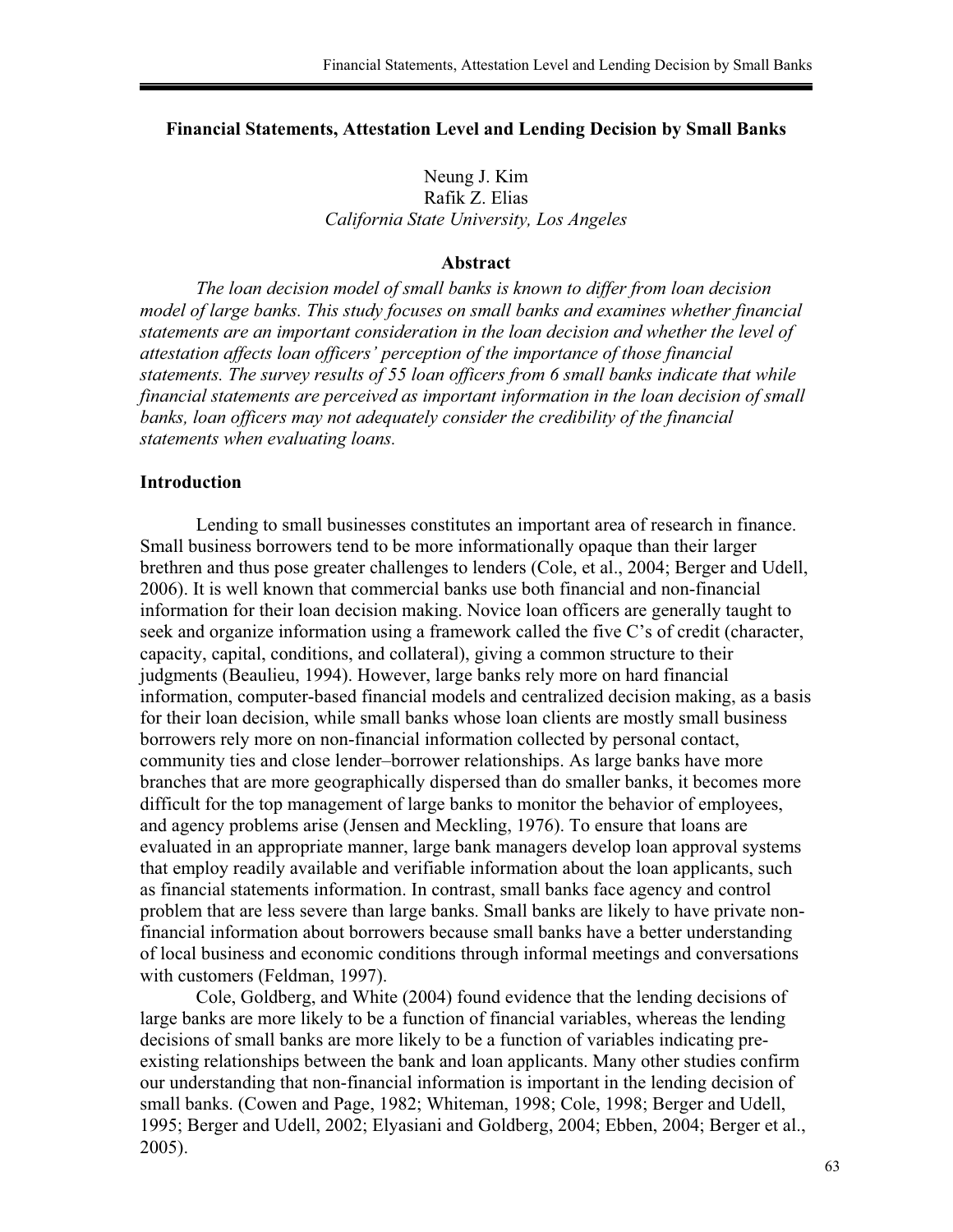# Financial Statements, Attestation Level and Lending Decision by Small Banks

Neung J. Kim
Rafik Z. Elias
*California State University, Los Angeles*

## Abstract

*The loan decision model of small banks is known to differ from loan decision model of large banks. This study focuses on small banks and examines whether financial statements are an important consideration in the loan decision and whether the level of attestation affects loan officers' perception of the importance of those financial statements. The survey results of 55 loan officers from 6 small banks indicate that while financial statements are perceived as important information in the loan decision of small banks, loan officers may not adequately consider the credibility of the financial statements when evaluating loans.*

## Introduction

Lending to small businesses constitutes an important area of research in finance. Small business borrowers tend to be more informationally opaque than their larger brethren and thus pose greater challenges to lenders (Cole, et al., 2004; Berger and Udell, 2006). It is well known that commercial banks use both financial and non-financial information for their loan decision making. Novice loan officers are generally taught to seek and organize information using a framework called the five C's of credit (character, capacity, capital, conditions, and collateral), giving a common structure to their judgments (Beaulieu, 1994). However, large banks rely more on hard financial information, computer-based financial models and centralized decision making, as a basis for their loan decision, while small banks whose loan clients are mostly small business borrowers rely more on non-financial information collected by personal contact, community ties and close lender–borrower relationships. As large banks have more branches that are more geographically dispersed than do smaller banks, it becomes more difficult for the top management of large banks to monitor the behavior of employees, and agency problems arise (Jensen and Meckling, 1976). To ensure that loans are evaluated in an appropriate manner, large bank managers develop loan approval systems that employ readily available and verifiable information about the loan applicants, such as financial statements information. In contrast, small banks face agency and control problem that are less severe than large banks. Small banks are likely to have private non-financial information about borrowers because small banks have a better understanding of local business and economic conditions through informal meetings and conversations with customers (Feldman, 1997).

Cole, Goldberg, and White (2004) found evidence that the lending decisions of large banks are more likely to be a function of financial variables, whereas the lending decisions of small banks are more likely to be a function of variables indicating pre-existing relationships between the bank and loan applicants. Many other studies confirm our understanding that non-financial information is important in the lending decision of small banks. (Cowen and Page, 1982; Whiteman, 1998; Cole, 1998; Berger and Udell, 1995; Berger and Udell, 2002; Elyasiani and Goldberg, 2004; Ebben, 2004; Berger et al., 2005).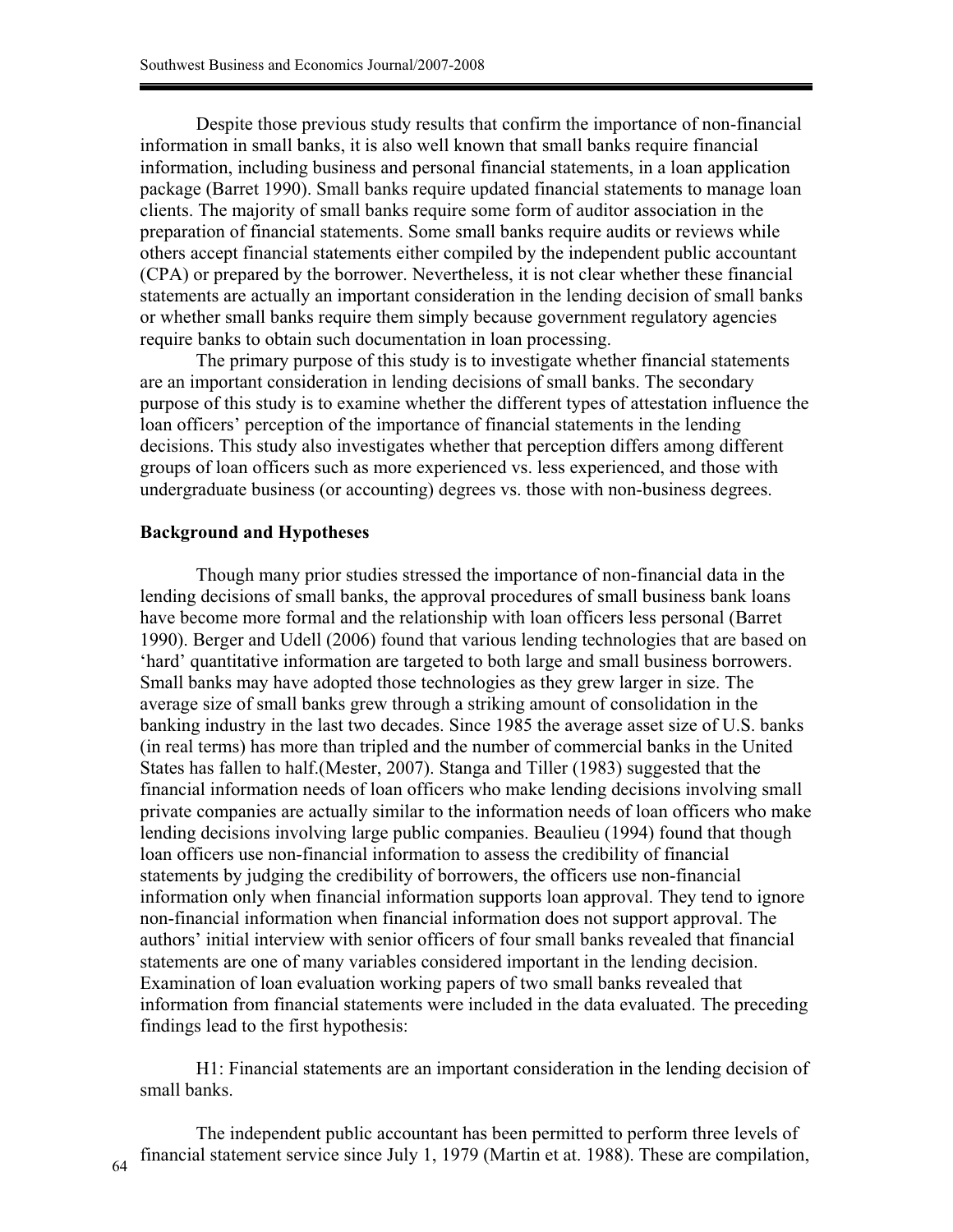Despite those previous study results that confirm the importance of non-financial information in small banks, it is also well known that small banks require financial information, including business and personal financial statements, in a loan application package (Barret 1990). Small banks require updated financial statements to manage loan clients. The majority of small banks require some form of auditor association in the preparation of financial statements. Some small banks require audits or reviews while others accept financial statements either compiled by the independent public accountant (CPA) or prepared by the borrower. Nevertheless, it is not clear whether these financial statements are actually an important consideration in the lending decision of small banks or whether small banks require them simply because government regulatory agencies require banks to obtain such documentation in loan processing.

The primary purpose of this study is to investigate whether financial statements are an important consideration in lending decisions of small banks. The secondary purpose of this study is to examine whether the different types of attestation influence the loan officers' perception of the importance of financial statements in the lending decisions. This study also investigates whether that perception differs among different groups of loan officers such as more experienced vs. less experienced, and those with undergraduate business (or accounting) degrees vs. those with non-business degrees.

## Background and Hypotheses

Though many prior studies stressed the importance of non-financial data in the lending decisions of small banks, the approval procedures of small business bank loans have become more formal and the relationship with loan officers less personal (Barret 1990). Berger and Udell (2006) found that various lending technologies that are based on 'hard' quantitative information are targeted to both large and small business borrowers. Small banks may have adopted those technologies as they grew larger in size. The average size of small banks grew through a striking amount of consolidation in the banking industry in the last two decades. Since 1985 the average asset size of U.S. banks (in real terms) has more than tripled and the number of commercial banks in the United States has fallen to half.(Mester, 2007). Stanga and Tiller (1983) suggested that the financial information needs of loan officers who make lending decisions involving small private companies are actually similar to the information needs of loan officers who make lending decisions involving large public companies. Beaulieu (1994) found that though loan officers use non-financial information to assess the credibility of financial statements by judging the credibility of borrowers, the officers use non-financial information only when financial information supports loan approval. They tend to ignore non-financial information when financial information does not support approval. The authors' initial interview with senior officers of four small banks revealed that financial statements are one of many variables considered important in the lending decision. Examination of loan evaluation working papers of two small banks revealed that information from financial statements were included in the data evaluated. The preceding findings lead to the first hypothesis:

H1: Financial statements are an important consideration in the lending decision of small banks.

The independent public accountant has been permitted to perform three levels of financial statement service since July 1, 1979 (Martin et at. 1988). These are compilation,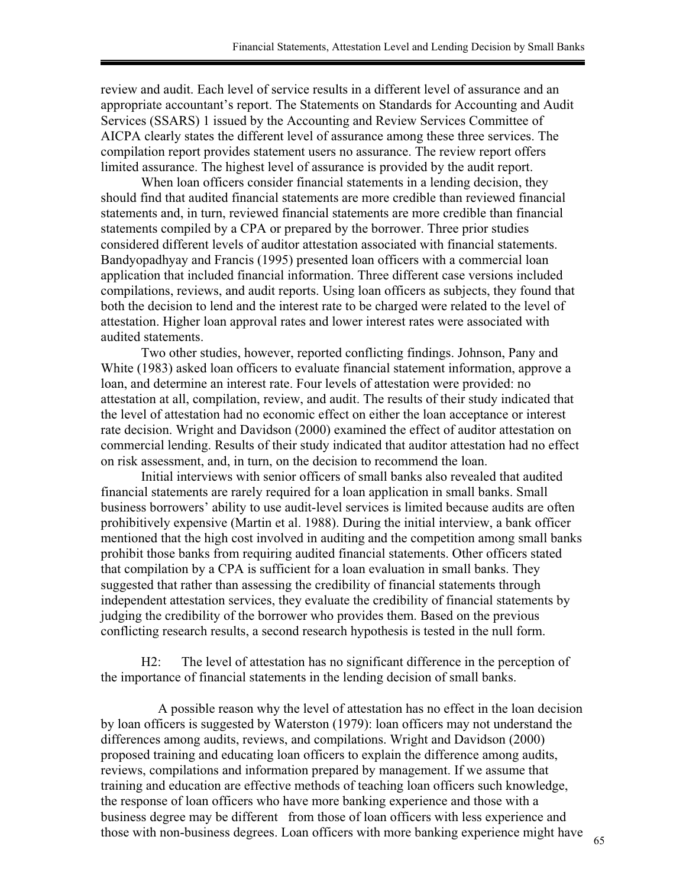review and audit. Each level of service results in a different level of assurance and an appropriate accountant's report. The Statements on Standards for Accounting and Audit Services (SSARS) 1 issued by the Accounting and Review Services Committee of AICPA clearly states the different level of assurance among these three services. The compilation report provides statement users no assurance. The review report offers limited assurance. The highest level of assurance is provided by the audit report.

When loan officers consider financial statements in a lending decision, they should find that audited financial statements are more credible than reviewed financial statements and, in turn, reviewed financial statements are more credible than financial statements compiled by a CPA or prepared by the borrower. Three prior studies considered different levels of auditor attestation associated with financial statements. Bandyopadhyay and Francis (1995) presented loan officers with a commercial loan application that included financial information. Three different case versions included compilations, reviews, and audit reports. Using loan officers as subjects, they found that both the decision to lend and the interest rate to be charged were related to the level of attestation. Higher loan approval rates and lower interest rates were associated with audited statements.

Two other studies, however, reported conflicting findings. Johnson, Pany and White (1983) asked loan officers to evaluate financial statement information, approve a loan, and determine an interest rate. Four levels of attestation were provided: no attestation at all, compilation, review, and audit. The results of their study indicated that the level of attestation had no economic effect on either the loan acceptance or interest rate decision. Wright and Davidson (2000) examined the effect of auditor attestation on commercial lending. Results of their study indicated that auditor attestation had no effect on risk assessment, and, in turn, on the decision to recommend the loan.

Initial interviews with senior officers of small banks also revealed that audited financial statements are rarely required for a loan application in small banks. Small business borrowers' ability to use audit-level services is limited because audits are often prohibitively expensive (Martin et al. 1988). During the initial interview, a bank officer mentioned that the high cost involved in auditing and the competition among small banks prohibit those banks from requiring audited financial statements. Other officers stated that compilation by a CPA is sufficient for a loan evaluation in small banks. They suggested that rather than assessing the credibility of financial statements through independent attestation services, they evaluate the credibility of financial statements by judging the credibility of the borrower who provides them. Based on the previous conflicting research results, a second research hypothesis is tested in the null form.

H2: The level of attestation has no significant difference in the perception of the importance of financial statements in the lending decision of small banks.

A possible reason why the level of attestation has no effect in the loan decision by loan officers is suggested by Waterston (1979): loan officers may not understand the differences among audits, reviews, and compilations. Wright and Davidson (2000) proposed training and educating loan officers to explain the difference among audits, reviews, compilations and information prepared by management. If we assume that training and education are effective methods of teaching loan officers such knowledge, the response of loan officers who have more banking experience and those with a business degree may be different from those of loan officers with less experience and those with non-business degrees. Loan officers with more banking experience might have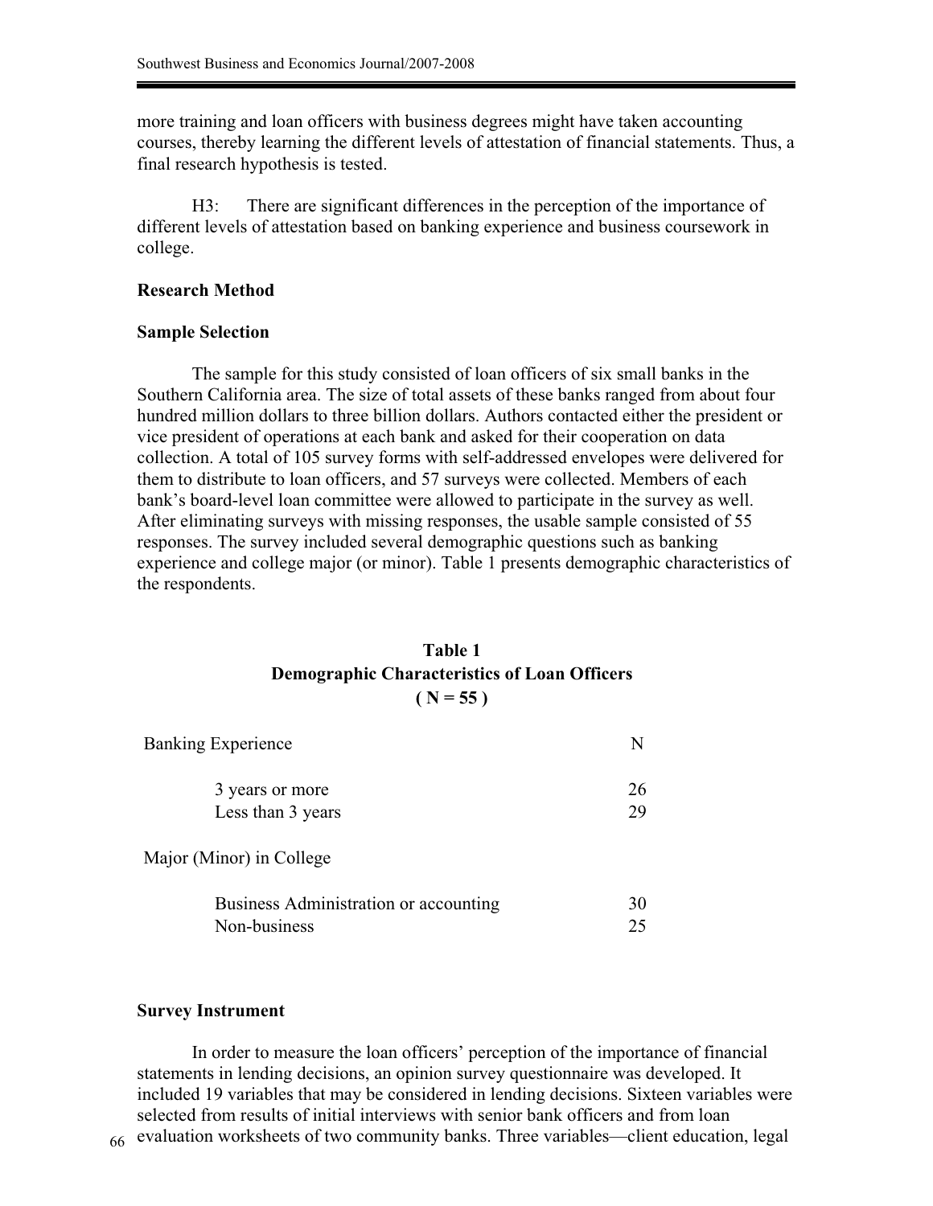more training and loan officers with business degrees might have taken accounting courses, thereby learning the different levels of attestation of financial statements. Thus, a final research hypothesis is tested.

H3: There are significant differences in the perception of the importance of different levels of attestation based on banking experience and business coursework in college.

**Research Method**

**Sample Selection**

The sample for this study consisted of loan officers of six small banks in the Southern California area. The size of total assets of these banks ranged from about four hundred million dollars to three billion dollars. Authors contacted either the president or vice president of operations at each bank and asked for their cooperation on data collection. A total of 105 survey forms with self-addressed envelopes were delivered for them to distribute to loan officers, and 57 surveys were collected. Members of each bank's board-level loan committee were allowed to participate in the survey as well. After eliminating surveys with missing responses, the usable sample consisted of 55 responses. The survey included several demographic questions such as banking experience and college major (or minor). Table 1 presents demographic characteristics of the respondents.

**Table 1**
**Demographic Characteristics of Loan Officers**
**( N = 55 )**

| Banking Experience | N |
|---|---|
| 3 years or more | 26 |
| Less than 3 years | 29 |
| **Major (Minor) in College** | |
| Business Administration or accounting | 30 |
| Non-business | 25 |

**Survey Instrument**

In order to measure the loan officers' perception of the importance of financial statements in lending decisions, an opinion survey questionnaire was developed. It included 19 variables that may be considered in lending decisions. Sixteen variables were selected from results of initial interviews with senior bank officers and from loan evaluation worksheets of two community banks. Three variables—client education, legal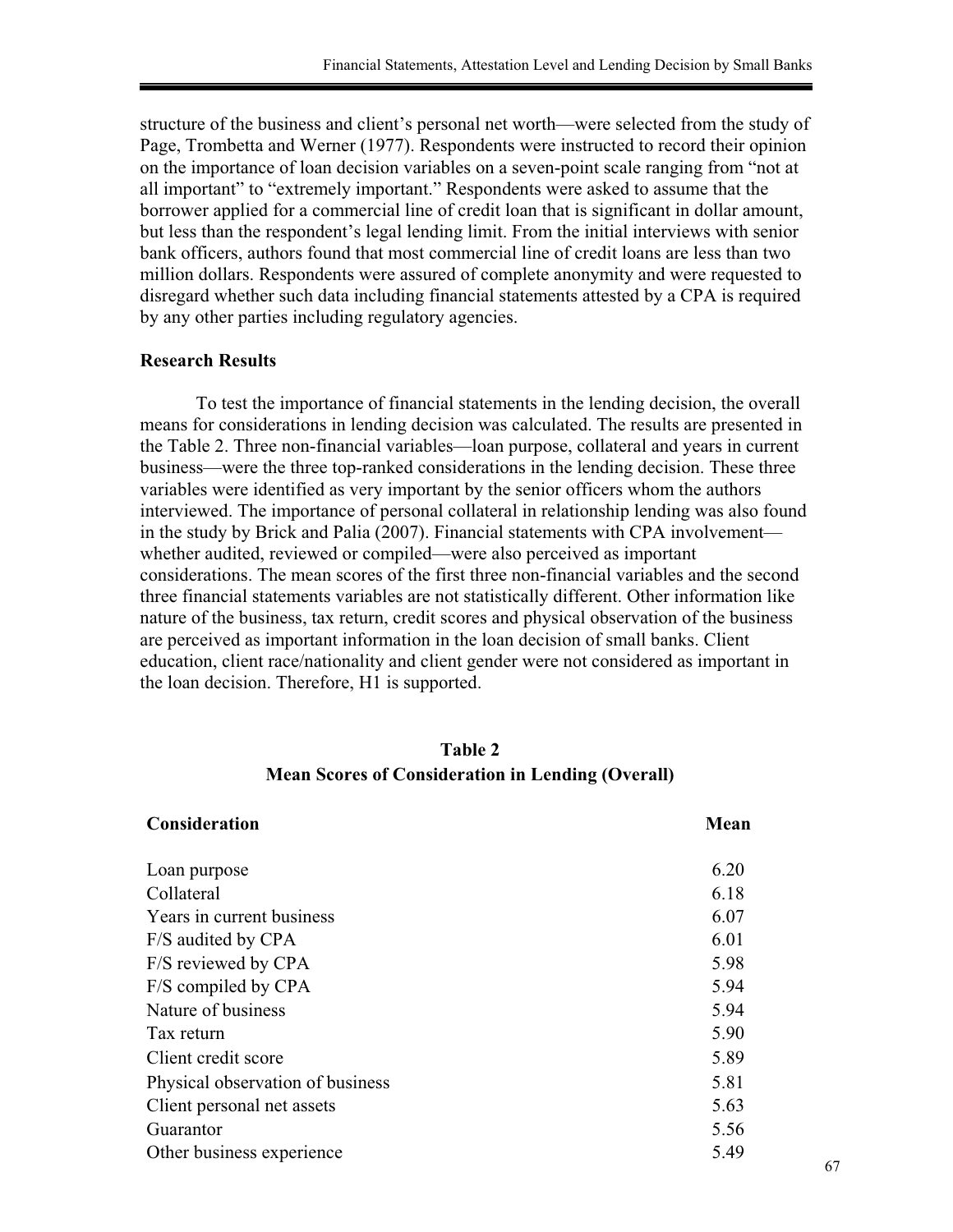structure of the business and client's personal net worth—were selected from the study of Page, Trombetta and Werner (1977). Respondents were instructed to record their opinion on the importance of loan decision variables on a seven-point scale ranging from "not at all important" to "extremely important." Respondents were asked to assume that the borrower applied for a commercial line of credit loan that is significant in dollar amount, but less than the respondent's legal lending limit. From the initial interviews with senior bank officers, authors found that most commercial line of credit loans are less than two million dollars. Respondents were assured of complete anonymity and were requested to disregard whether such data including financial statements attested by a CPA is required by any other parties including regulatory agencies.

**Research Results**

To test the importance of financial statements in the lending decision, the overall means for considerations in lending decision was calculated. The results are presented in the Table 2. Three non-financial variables—loan purpose, collateral and years in current business—were the three top-ranked considerations in the lending decision. These three variables were identified as very important by the senior officers whom the authors interviewed. The importance of personal collateral in relationship lending was also found in the study by Brick and Palia (2007). Financial statements with CPA involvement—whether audited, reviewed or compiled—were also perceived as important considerations. The mean scores of the first three non-financial variables and the second three financial statements variables are not statistically different. Other information like nature of the business, tax return, credit scores and physical observation of the business are perceived as important information in the loan decision of small banks. Client education, client race/nationality and client gender were not considered as important in the loan decision. Therefore, H1 is supported.

**Table 2**
**Mean Scores of Consideration in Lending (Overall)**

| Consideration | Mean |
|---|---|
| Loan purpose | 6.20 |
| Collateral | 6.18 |
| Years in current business | 6.07 |
| F/S audited by CPA | 6.01 |
| F/S reviewed by CPA | 5.98 |
| F/S compiled by CPA | 5.94 |
| Nature of business | 5.94 |
| Tax return | 5.90 |
| Client credit score | 5.89 |
| Physical observation of business | 5.81 |
| Client personal net assets | 5.63 |
| Guarantor | 5.56 |
| Other business experience | 5.49 |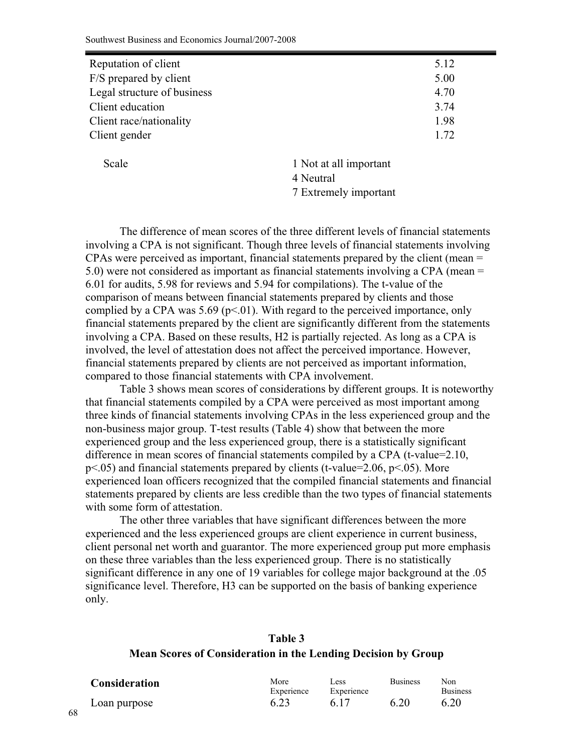| | |
|---|---|
| Reputation of client | 5.12 |
| F/S prepared by client | 5.00 |
| Legal structure of business | 4.70 |
| Client education | 3.74 |
| Client race/nationality | 1.98 |
| Client gender | 1.72 |

Scale
1 Not at all important
4 Neutral
7 Extremely important

The difference of mean scores of the three different levels of financial statements involving a CPA is not significant. Though three levels of financial statements involving CPAs were perceived as important, financial statements prepared by the client (mean = 5.0) were not considered as important as financial statements involving a CPA (mean = 6.01 for audits, 5.98 for reviews and 5.94 for compilations). The t-value of the comparison of means between financial statements prepared by clients and those complied by a CPA was 5.69 ($p<.01$). With regard to the perceived importance, only financial statements prepared by the client are significantly different from the statements involving a CPA. Based on these results, H2 is partially rejected. As long as a CPA is involved, the level of attestation does not affect the perceived importance. However, financial statements prepared by clients are not perceived as important information, compared to those financial statements with CPA involvement.

Table 3 shows mean scores of considerations by different groups. It is noteworthy that financial statements compiled by a CPA were perceived as most important among three kinds of financial statements involving CPAs in the less experienced group and the non-business major group. T-test results (Table 4) show that between the more experienced group and the less experienced group, there is a statistically significant difference in mean scores of financial statements compiled by a CPA (t-value=2.10, $p<.05$) and financial statements prepared by clients (t-value=2.06, $p<.05$). More experienced loan officers recognized that the compiled financial statements and financial statements prepared by clients are less credible than the two types of financial statements with some form of attestation.

The other three variables that have significant differences between the more experienced and the less experienced groups are client experience in current business, client personal net worth and guarantor. The more experienced group put more emphasis on these three variables than the less experienced group. There is no statistically significant difference in any one of 19 variables for college major background at the .05 significance level. Therefore, H3 can be supported on the basis of banking experience only.

**Table 3**
**Mean Scores of Consideration in the Lending Decision by Group**

| **Consideration** | More Experience | Less Experience | Business | Non Business |
|---|---|---|---|---|
| Loan purpose | 6.23 | 6.17 | 6.20 | 6.20 |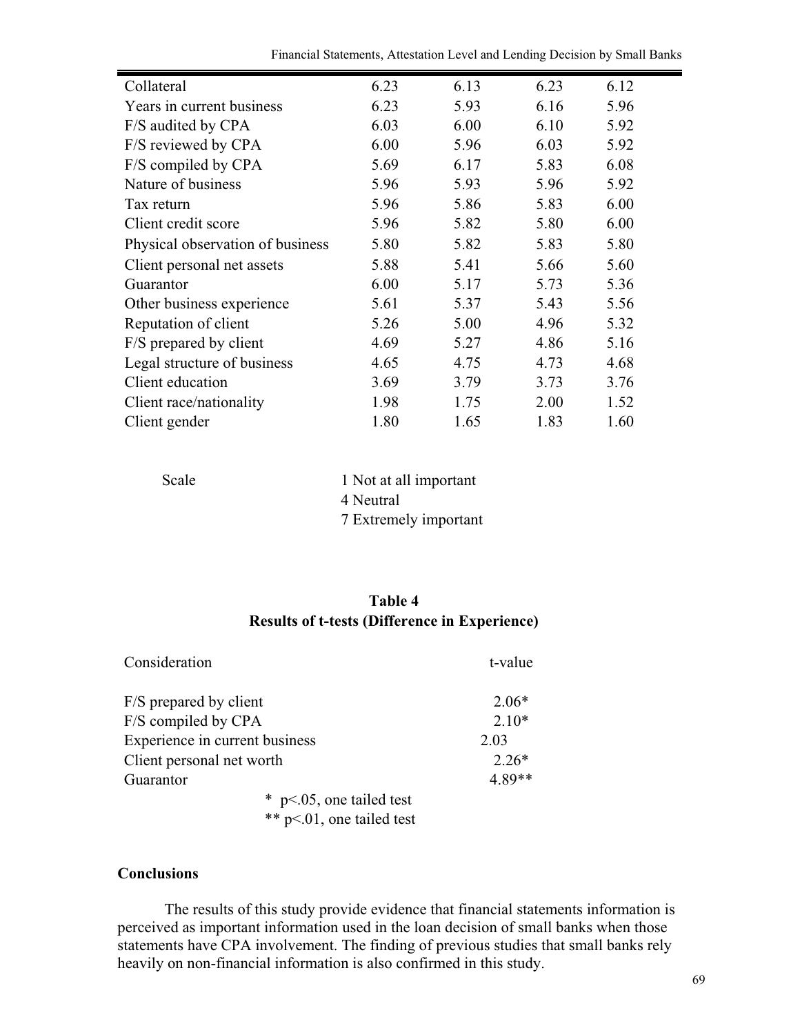| | | | | |
|---|---|---|---|---|
| Collateral | 6.23 | 6.13 | 6.23 | 6.12 |
| Years in current business | 6.23 | 5.93 | 6.16 | 5.96 |
| F/S audited by CPA | 6.03 | 6.00 | 6.10 | 5.92 |
| F/S reviewed by CPA | 6.00 | 5.96 | 6.03 | 5.92 |
| F/S compiled by CPA | 5.69 | 6.17 | 5.83 | 6.08 |
| Nature of business | 5.96 | 5.93 | 5.96 | 5.92 |
| Tax return | 5.96 | 5.86 | 5.83 | 6.00 |
| Client credit score | 5.96 | 5.82 | 5.80 | 6.00 |
| Physical observation of business | 5.80 | 5.82 | 5.83 | 5.80 |
| Client personal net assets | 5.88 | 5.41 | 5.66 | 5.60 |
| Guarantor | 6.00 | 5.17 | 5.73 | 5.36 |
| Other business experience | 5.61 | 5.37 | 5.43 | 5.56 |
| Reputation of client | 5.26 | 5.00 | 4.96 | 5.32 |
| F/S prepared by client | 4.69 | 5.27 | 4.86 | 5.16 |
| Legal structure of business | 4.65 | 4.75 | 4.73 | 4.68 |
| Client education | 3.69 | 3.79 | 3.73 | 3.76 |
| Client race/nationality | 1.98 | 1.75 | 2.00 | 1.52 |
| Client gender | 1.80 | 1.65 | 1.83 | 1.60 |

Scale
1 Not at all important
4 Neutral
7 Extremely important

**Table 4**
**Results of t-tests (Difference in Experience)**

| Consideration | t-value |
|---|---|
| F/S prepared by client | 2.06* |
| F/S compiled by CPA | 2.10* |
| Experience in current business | 2.03 |
| Client personal net worth | 2.26* |
| Guarantor | 4.89** |

\* $p<.05$, one tailed test
** $p<.01$, one tailed test

## Conclusions

The results of this study provide evidence that financial statements information is perceived as important information used in the loan decision of small banks when those statements have CPA involvement. The finding of previous studies that small banks rely heavily on non-financial information is also confirmed in this study.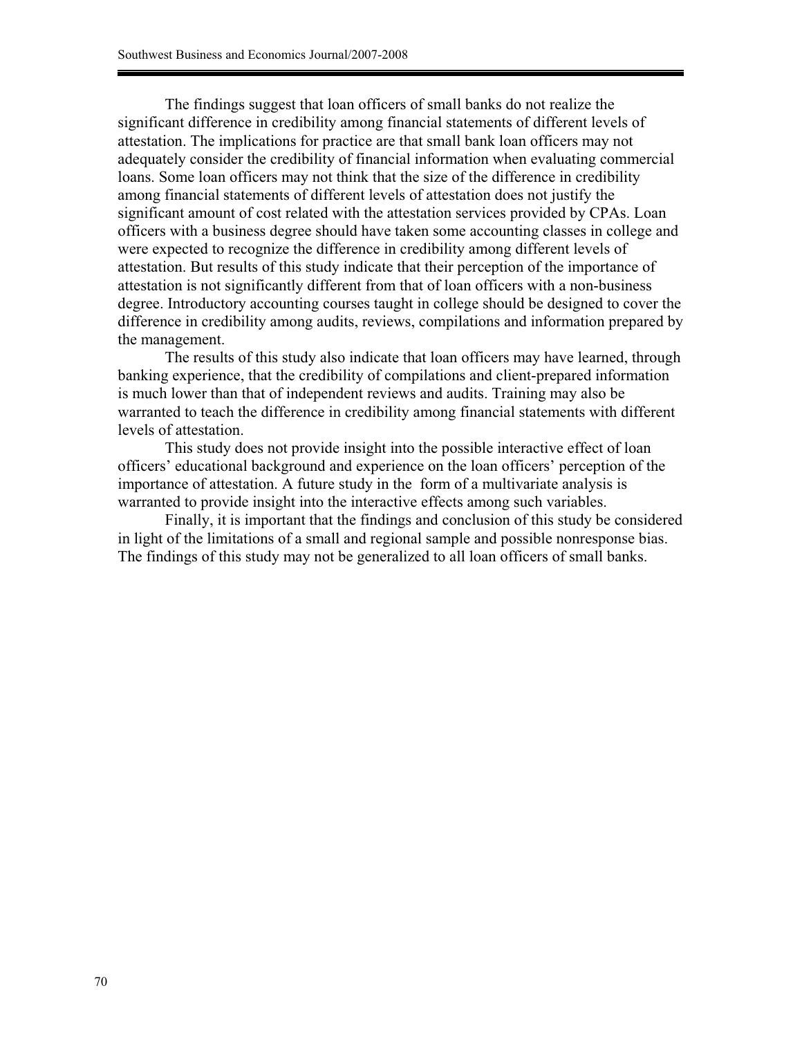The findings suggest that loan officers of small banks do not realize the significant difference in credibility among financial statements of different levels of attestation. The implications for practice are that small bank loan officers may not adequately consider the credibility of financial information when evaluating commercial loans. Some loan officers may not think that the size of the difference in credibility among financial statements of different levels of attestation does not justify the significant amount of cost related with the attestation services provided by CPAs. Loan officers with a business degree should have taken some accounting classes in college and were expected to recognize the difference in credibility among different levels of attestation. But results of this study indicate that their perception of the importance of attestation is not significantly different from that of loan officers with a non-business degree. Introductory accounting courses taught in college should be designed to cover the difference in credibility among audits, reviews, compilations and information prepared by the management.

The results of this study also indicate that loan officers may have learned, through banking experience, that the credibility of compilations and client-prepared information is much lower than that of independent reviews and audits. Training may also be warranted to teach the difference in credibility among financial statements with different levels of attestation.

This study does not provide insight into the possible interactive effect of loan officers' educational background and experience on the loan officers' perception of the importance of attestation. A future study in the form of a multivariate analysis is warranted to provide insight into the interactive effects among such variables.

Finally, it is important that the findings and conclusion of this study be considered in light of the limitations of a small and regional sample and possible nonresponse bias. The findings of this study may not be generalized to all loan officers of small banks.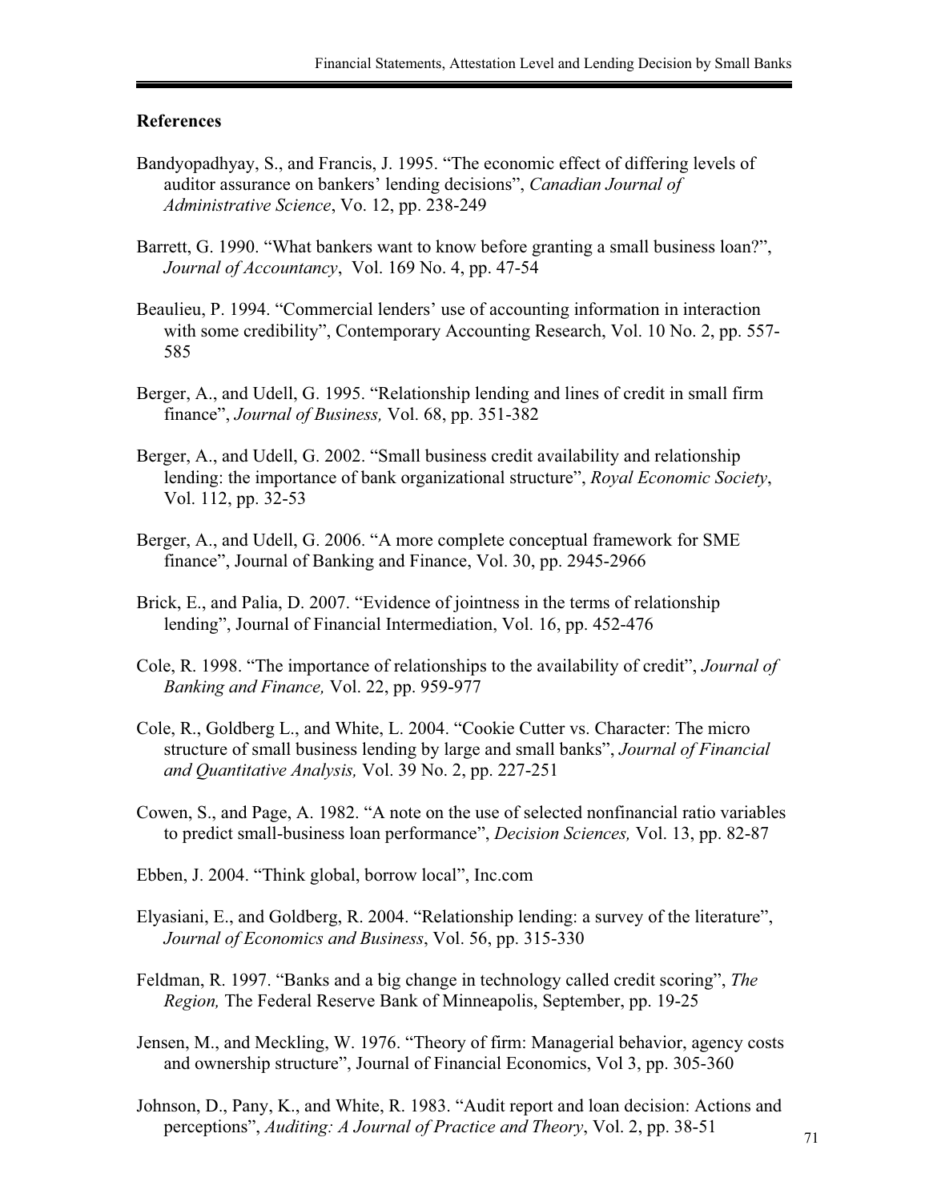## References

Bandyopadhyay, S., and Francis, J. 1995. "The economic effect of differing levels of auditor assurance on bankers' lending decisions", *Canadian Journal of Administrative Science*, Vo. 12, pp. 238-249

Barrett, G. 1990. "What bankers want to know before granting a small business loan?", *Journal of Accountancy*, Vol. 169 No. 4, pp. 47-54

Beaulieu, P. 1994. "Commercial lenders' use of accounting information in interaction with some credibility", Contemporary Accounting Research, Vol. 10 No. 2, pp. 557-585

Berger, A., and Udell, G. 1995. "Relationship lending and lines of credit in small firm finance", *Journal of Business,* Vol. 68, pp. 351-382

Berger, A., and Udell, G. 2002. "Small business credit availability and relationship lending: the importance of bank organizational structure", *Royal Economic Society*, Vol. 112, pp. 32-53

Berger, A., and Udell, G. 2006. "A more complete conceptual framework for SME finance", Journal of Banking and Finance, Vol. 30, pp. 2945-2966

Brick, E., and Palia, D. 2007. "Evidence of jointness in the terms of relationship lending", Journal of Financial Intermediation, Vol. 16, pp. 452-476

Cole, R. 1998. "The importance of relationships to the availability of credit", *Journal of Banking and Finance,* Vol. 22, pp. 959-977

Cole, R., Goldberg L., and White, L. 2004. "Cookie Cutter vs. Character: The micro structure of small business lending by large and small banks", *Journal of Financial and Quantitative Analysis,* Vol. 39 No. 2, pp. 227-251

Cowen, S., and Page, A. 1982. "A note on the use of selected nonfinancial ratio variables to predict small-business loan performance", *Decision Sciences,* Vol. 13, pp. 82-87

Ebben, J. 2004. "Think global, borrow local", Inc.com

Elyasiani, E., and Goldberg, R. 2004. "Relationship lending: a survey of the literature", *Journal of Economics and Business*, Vol. 56, pp. 315-330

Feldman, R. 1997. "Banks and a big change in technology called credit scoring", *The Region,* The Federal Reserve Bank of Minneapolis, September, pp. 19-25

Jensen, M., and Meckling, W. 1976. "Theory of firm: Managerial behavior, agency costs and ownership structure", Journal of Financial Economics, Vol 3, pp. 305-360

Johnson, D., Pany, K., and White, R. 1983. "Audit report and loan decision: Actions and perceptions", *Auditing: A Journal of Practice and Theory*, Vol. 2, pp. 38-51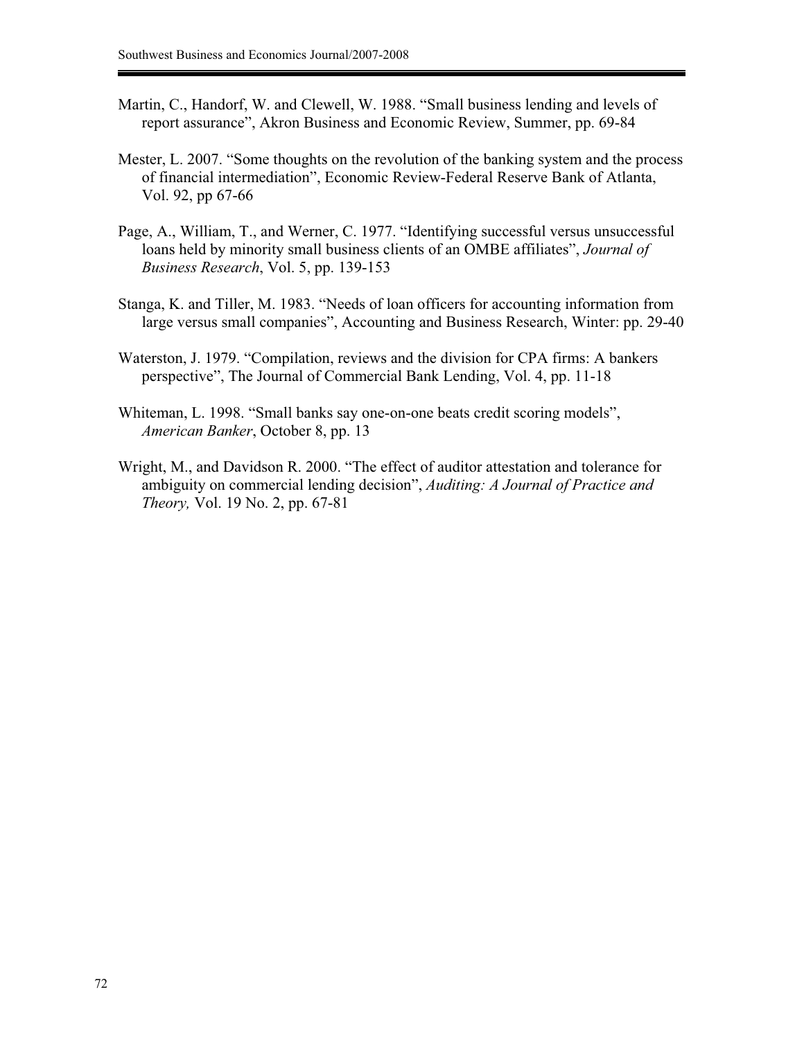Martin, C., Handorf, W. and Clewell, W. 1988. “Small business lending and levels of report assurance”, Akron Business and Economic Review, Summer, pp. 69-84

Mester, L. 2007. “Some thoughts on the revolution of the banking system and the process of financial intermediation”, Economic Review-Federal Reserve Bank of Atlanta, Vol. 92, pp 67-66

Page, A., William, T., and Werner, C. 1977. “Identifying successful versus unsuccessful loans held by minority small business clients of an OMBE affiliates”, *Journal of Business Research*, Vol. 5, pp. 139-153

Stanga, K. and Tiller, M. 1983. “Needs of loan officers for accounting information from large versus small companies”, Accounting and Business Research, Winter: pp. 29-40

Waterston, J. 1979. “Compilation, reviews and the division for CPA firms: A bankers perspective”, The Journal of Commercial Bank Lending, Vol. 4, pp. 11-18

Whiteman, L. 1998. “Small banks say one-on-one beats credit scoring models”, *American Banker*, October 8, pp. 13

Wright, M., and Davidson R. 2000. “The effect of auditor attestation and tolerance for ambiguity on commercial lending decision”, *Auditing: A Journal of Practice and Theory,* Vol. 19 No. 2, pp. 67-81